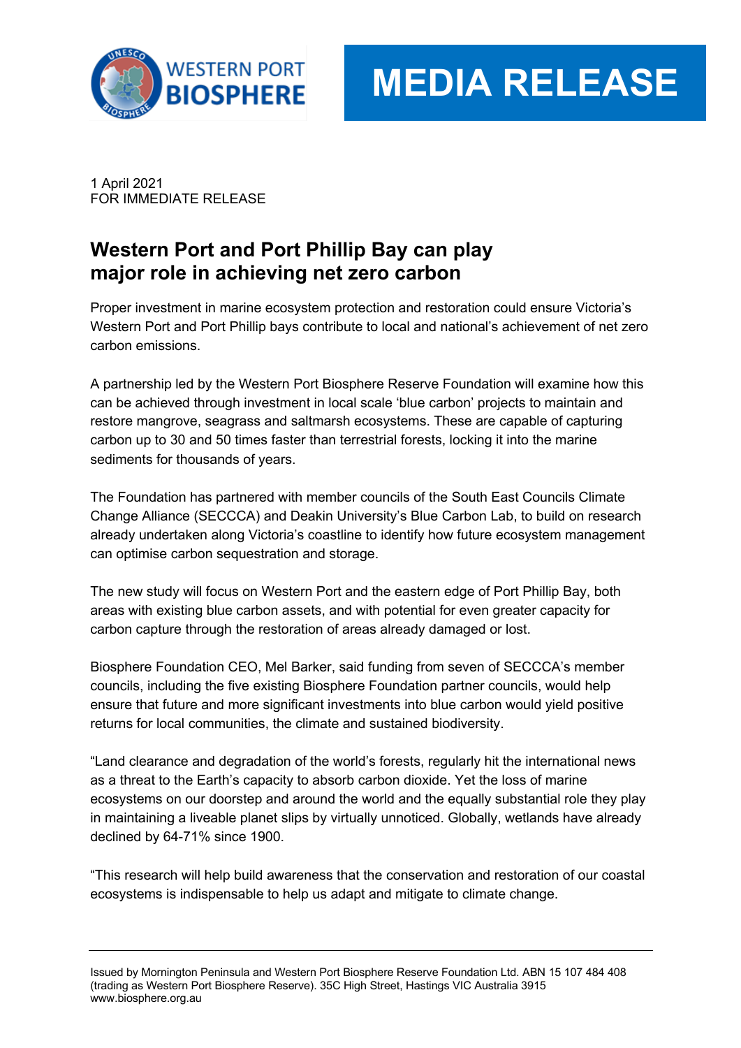WESTERN PORT BIOSPHERE

# MEDIA RELEASE

1 April 2021
FOR IMMEDIATE RELEASE

## Western Port and Port Phillip Bay can play major role in achieving net zero carbon

Proper investment in marine ecosystem protection and restoration could ensure Victoria's Western Port and Port Phillip bays contribute to local and national's achievement of net zero carbon emissions.

A partnership led by the Western Port Biosphere Reserve Foundation will examine how this can be achieved through investment in local scale 'blue carbon' projects to maintain and restore mangrove, seagrass and saltmarsh ecosystems. These are capable of capturing carbon up to 30 and 50 times faster than terrestrial forests, locking it into the marine sediments for thousands of years.

The Foundation has partnered with member councils of the South East Councils Climate Change Alliance (SECCCA) and Deakin University's Blue Carbon Lab, to build on research already undertaken along Victoria's coastline to identify how future ecosystem management can optimise carbon sequestration and storage.

The new study will focus on Western Port and the eastern edge of Port Phillip Bay, both areas with existing blue carbon assets, and with potential for even greater capacity for carbon capture through the restoration of areas already damaged or lost.

Biosphere Foundation CEO, Mel Barker, said funding from seven of SECCCA's member councils, including the five existing Biosphere Foundation partner councils, would help ensure that future and more significant investments into blue carbon would yield positive returns for local communities, the climate and sustained biodiversity.

"Land clearance and degradation of the world's forests, regularly hit the international news as a threat to the Earth's capacity to absorb carbon dioxide. Yet the loss of marine ecosystems on our doorstep and around the world and the equally substantial role they play in maintaining a liveable planet slips by virtually unnoticed. Globally, wetlands have already declined by 64-71% since 1900.

"This research will help build awareness that the conservation and restoration of our coastal ecosystems is indispensable to help us adapt and mitigate to climate change.

Issued by Mornington Peninsula and Western Port Biosphere Reserve Foundation Ltd. ABN 15 107 484 408 (trading as Western Port Biosphere Reserve). 35C High Street, Hastings VIC Australia 3915
www.biosphere.org.au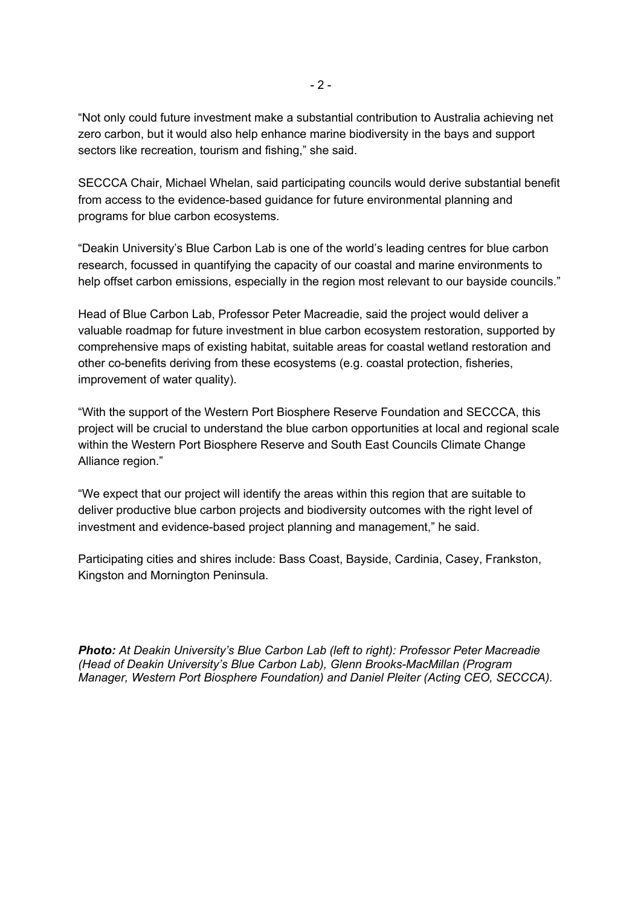"Not only could future investment make a substantial contribution to Australia achieving net zero carbon, but it would also help enhance marine biodiversity in the bays and support sectors like recreation, tourism and fishing," she said.

SECCCA Chair, Michael Whelan, said participating councils would derive substantial benefit from access to the evidence-based guidance for future environmental planning and programs for blue carbon ecosystems.

"Deakin University's Blue Carbon Lab is one of the world's leading centres for blue carbon research, focussed in quantifying the capacity of our coastal and marine environments to help offset carbon emissions, especially in the region most relevant to our bayside councils."

Head of Blue Carbon Lab, Professor Peter Macreadie, said the project would deliver a valuable roadmap for future investment in blue carbon ecosystem restoration, supported by comprehensive maps of existing habitat, suitable areas for coastal wetland restoration and other co-benefits deriving from these ecosystems (e.g. coastal protection, fisheries, improvement of water quality).

"With the support of the Western Port Biosphere Reserve Foundation and SECCCA, this project will be crucial to understand the blue carbon opportunities at local and regional scale within the Western Port Biosphere Reserve and South East Councils Climate Change Alliance region."

"We expect that our project will identify the areas within this region that are suitable to deliver productive blue carbon projects and biodiversity outcomes with the right level of investment and evidence-based project planning and management," he said.

Participating cities and shires include: Bass Coast, Bayside, Cardinia, Casey, Frankston, Kingston and Mornington Peninsula.

***Photo:*** *At Deakin University's Blue Carbon Lab (left to right): Professor Peter Macreadie (Head of Deakin University's Blue Carbon Lab), Glenn Brooks-MacMillan (Program Manager, Western Port Biosphere Foundation) and Daniel Pleiter (Acting CEO, SECCCA).*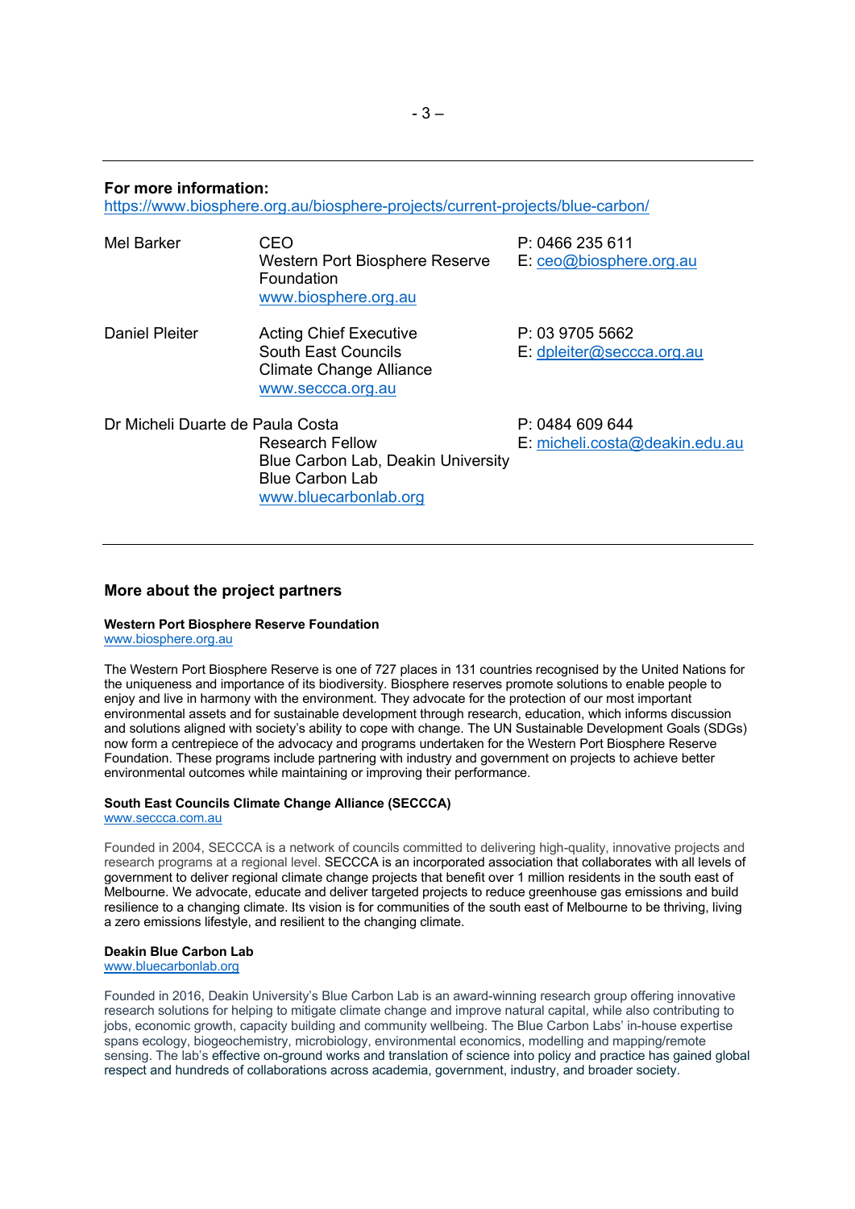**For more information:**
https://www.biosphere.org.au/biosphere-projects/current-projects/blue-carbon/

| | | |
|---|---|---|
| Mel Barker | CEO<br>Western Port Biosphere Reserve Foundation<br>www.biosphere.org.au | P: 0466 235 611<br>E: ceo@biosphere.org.au |
| Daniel Pleiter | Acting Chief Executive<br>South East Councils Climate Change Alliance<br>www.seccca.org.au | P: 03 9705 5662<br>E: dpleiter@seccca.org.au |
| Dr Micheli Duarte de Paula Costa | Research Fellow<br>Blue Carbon Lab, Deakin University<br>Blue Carbon Lab<br>www.bluecarbonlab.org | P: 0484 609 644<br>E: micheli.costa@deakin.edu.au |

## More about the project partners

**Western Port Biosphere Reserve Foundation**
www.biosphere.org.au

The Western Port Biosphere Reserve is one of 727 places in 131 countries recognised by the United Nations for the uniqueness and importance of its biodiversity. Biosphere reserves promote solutions to enable people to enjoy and live in harmony with the environment. They advocate for the protection of our most important environmental assets and for sustainable development through research, education, which informs discussion and solutions aligned with society's ability to cope with change. The UN Sustainable Development Goals (SDGs) now form a centrepiece of the advocacy and programs undertaken for the Western Port Biosphere Reserve Foundation. These programs include partnering with industry and government on projects to achieve better environmental outcomes while maintaining or improving their performance.

**South East Councils Climate Change Alliance (SECCCA)**
www.seccca.com.au

Founded in 2004, SECCCA is a network of councils committed to delivering high-quality, innovative projects and research programs at a regional level. SECCCA is an incorporated association that collaborates with all levels of government to deliver regional climate change projects that benefit over 1 million residents in the south east of Melbourne. We advocate, educate and deliver targeted projects to reduce greenhouse gas emissions and build resilience to a changing climate. Its vision is for communities of the south east of Melbourne to be thriving, living a zero emissions lifestyle, and resilient to the changing climate.

**Deakin Blue Carbon Lab**
www.bluecarbonlab.org

Founded in 2016, Deakin University's Blue Carbon Lab is an award-winning research group offering innovative research solutions for helping to mitigate climate change and improve natural capital, while also contributing to jobs, economic growth, capacity building and community wellbeing. The Blue Carbon Labs' in-house expertise spans ecology, biogeochemistry, microbiology, environmental economics, modelling and mapping/remote sensing. The lab's effective on-ground works and translation of science into policy and practice has gained global respect and hundreds of collaborations across academia, government, industry, and broader society.